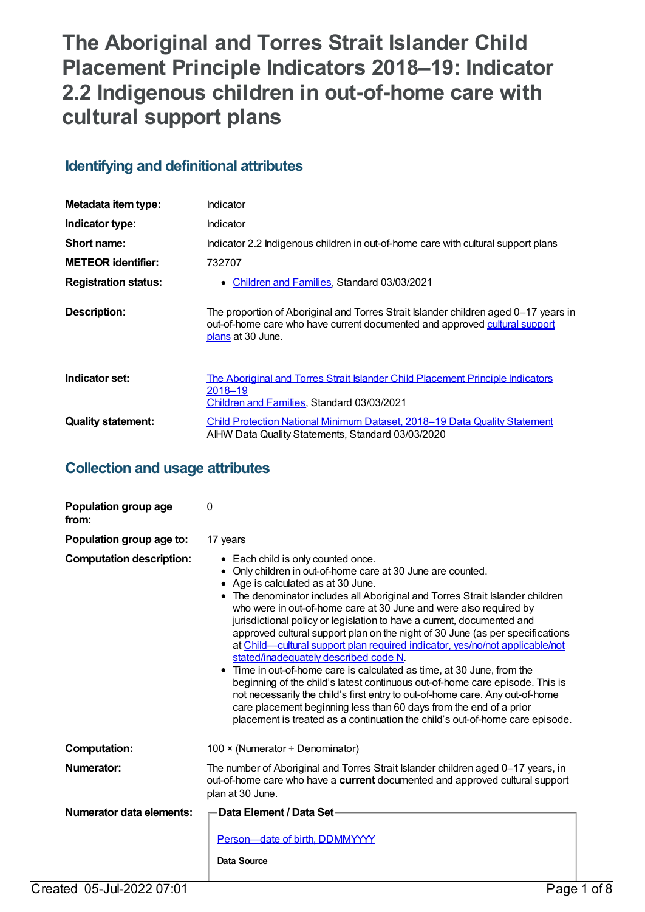# The Aboriginal and Torres Strait Islander Child Placement Principle Indicators 2018–19: Indicator 2.2 Indigenous children in out-of-home care with cultural support plans

## Identifying and definitional attributes

| | |
|---|---|
| **Metadata item type:** | Indicator |
| **Indicator type:** | Indicator |
| **Short name:** | Indicator 2.2 Indigenous children in out-of-home care with cultural support plans |
| **METEOR identifier:** | 732707 |
| **Registration status:** | • Children and Families, Standard 03/03/2021 |
| **Description:** | The proportion of Aboriginal and Torres Strait Islander children aged 0–17 years in out-of-home care who have current documented and approved cultural support plans at 30 June. |
| **Indicator set:** | The Aboriginal and Torres Strait Islander Child Placement Principle Indicators 2018–19<br>Children and Families, Standard 03/03/2021 |
| **Quality statement:** | Child Protection National Minimum Dataset, 2018–19 Data Quality Statement<br>AIHW Data Quality Statements, Standard 03/03/2020 |

## Collection and usage attributes

**Population group age from:** 0

**Population group age to:** 17 years

**Computation description:**

- Each child is only counted once.
- Only children in out-of-home care at 30 June are counted.
- Age is calculated as at 30 June.
- The denominator includes all Aboriginal and Torres Strait Islander children who were in out-of-home care at 30 June and were also required by jurisdictional policy or legislation to have a current, documented and approved cultural support plan on the night of 30 June (as per specifications at Child—cultural support plan required indicator, yes/no/not applicable/not stated/inadequately described code N.
- Time in out-of-home care is calculated as time, at 30 June, from the beginning of the child's latest continuous out-of-home care episode. This is not necessarily the child's first entry to out-of-home care. Any out-of-home care placement beginning less than 60 days from the end of a prior placement is treated as a continuation the child's out-of-home care episode.

**Computation:** 100 × (Numerator ÷ Denominator)

**Numerator:** The number of Aboriginal and Torres Strait Islander children aged 0–17 years, in out-of-home care who have a **current** documented and approved cultural support plan at 30 June.

**Numerator data elements:**

**Data Element / Data Set**

Person—date of birth, DDMMYYYY

**Data Source**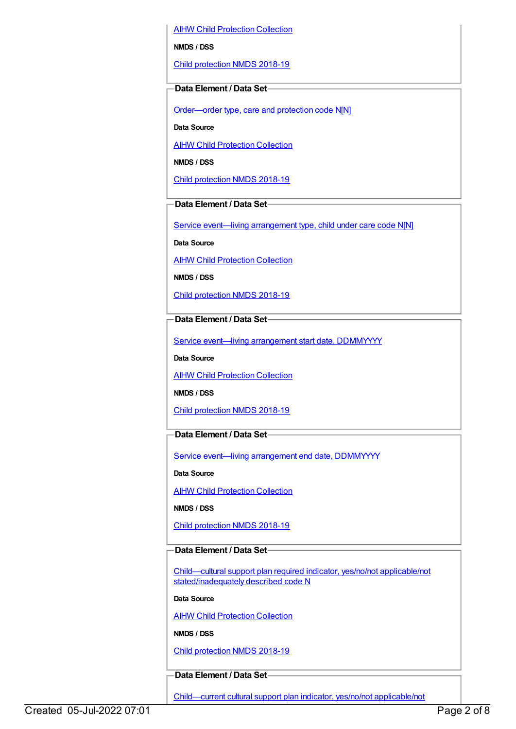AIHW Child Protection Collection

**NMDS / DSS**

Child protection NMDS 2018-19

**Data Element / Data Set**

Order—order type, care and protection code N[N]

**Data Source**

AIHW Child Protection Collection

**NMDS / DSS**

Child protection NMDS 2018-19

**Data Element / Data Set**

Service event—living arrangement type, child under care code N[N]

**Data Source**

AIHW Child Protection Collection

**NMDS / DSS**

Child protection NMDS 2018-19

**Data Element / Data Set**

Service event—living arrangement start date, DDMMYYYY

**Data Source**

AIHW Child Protection Collection

**NMDS / DSS**

Child protection NMDS 2018-19

**Data Element / Data Set**

Service event—living arrangement end date, DDMMYYYY

**Data Source**

AIHW Child Protection Collection

**NMDS / DSS**

Child protection NMDS 2018-19

**Data Element / Data Set**

Child—cultural support plan required indicator, yes/no/not applicable/not stated/inadequately described code N

**Data Source**

AIHW Child Protection Collection

**NMDS / DSS**

Child protection NMDS 2018-19

**Data Element / Data Set**

Child—current cultural support plan indicator, yes/no/not applicable/not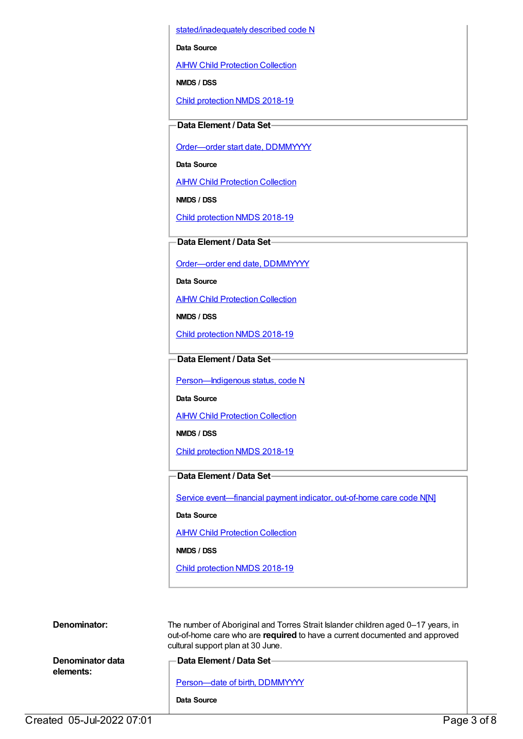stated/inadequately described code N

**Data Source**

AIHW Child Protection Collection

**NMDS / DSS**

Child protection NMDS 2018-19

**Data Element / Data Set**

Order—order start date, DDMMYYYY

**Data Source**

AIHW Child Protection Collection

**NMDS / DSS**

Child protection NMDS 2018-19

**Data Element / Data Set**

Order—order end date, DDMMYYYY

**Data Source**

AIHW Child Protection Collection

**NMDS / DSS**

Child protection NMDS 2018-19

**Data Element / Data Set**

Person—Indigenous status, code N

**Data Source**

AIHW Child Protection Collection

**NMDS / DSS**

Child protection NMDS 2018-19

**Data Element / Data Set**

Service event—financial payment indicator, out-of-home care code N[N]

**Data Source**

AIHW Child Protection Collection

**NMDS / DSS**

Child protection NMDS 2018-19

**Denominator:** The number of Aboriginal and Torres Strait Islander children aged 0–17 years, in out-of-home care who are **required** to have a current documented and approved cultural support plan at 30 June.

**Denominator data elements:**

**Data Element / Data Set**

Person—date of birth, DDMMYYYY

**Data Source**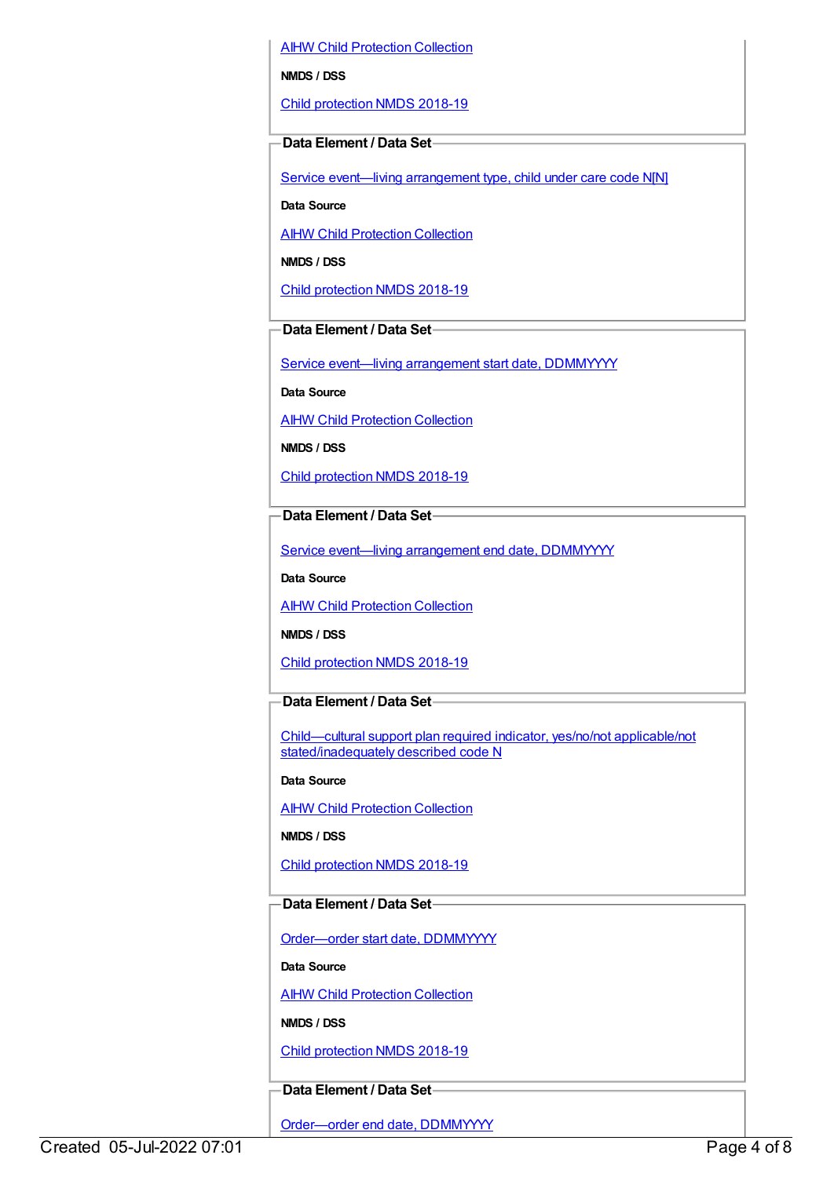AIHW Child Protection Collection

**NMDS / DSS**

Child protection NMDS 2018-19

**Data Element / Data Set**

Service event—living arrangement type, child under care code N[N]

**Data Source**

AIHW Child Protection Collection

**NMDS / DSS**

Child protection NMDS 2018-19

**Data Element / Data Set**

Service event—living arrangement start date, DDMMYYYY

**Data Source**

AIHW Child Protection Collection

**NMDS / DSS**

Child protection NMDS 2018-19

**Data Element / Data Set**

Service event—living arrangement end date, DDMMYYYY

**Data Source**

AIHW Child Protection Collection

**NMDS / DSS**

Child protection NMDS 2018-19

**Data Element / Data Set**

Child—cultural support plan required indicator, yes/no/not applicable/not stated/inadequately described code N

**Data Source**

AIHW Child Protection Collection

**NMDS / DSS**

Child protection NMDS 2018-19

**Data Element / Data Set**

Order—order start date, DDMMYYYY

**Data Source**

AIHW Child Protection Collection

**NMDS / DSS**

Child protection NMDS 2018-19

**Data Element / Data Set**

Order—order end date, DDMMYYYY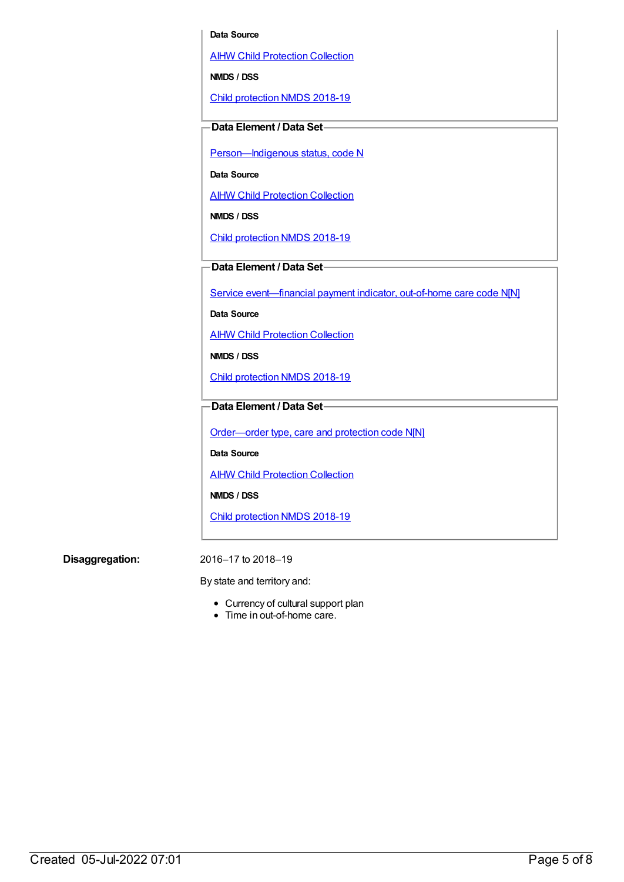**Data Source**

AIHW Child Protection Collection

**NMDS / DSS**

Child protection NMDS 2018-19

**Data Element / Data Set**

Person—Indigenous status, code N

**Data Source**

AIHW Child Protection Collection

**NMDS / DSS**

Child protection NMDS 2018-19

**Data Element / Data Set**

Service event—financial payment indicator, out-of-home care code N[N]

**Data Source**

AIHW Child Protection Collection

**NMDS / DSS**

Child protection NMDS 2018-19

**Data Element / Data Set**

Order—order type, care and protection code N[N]

**Data Source**

AIHW Child Protection Collection

**NMDS / DSS**

Child protection NMDS 2018-19

**Disaggregation:**

2016–17 to 2018–19

By state and territory and:

- Currency of cultural support plan
- Time in out-of-home care.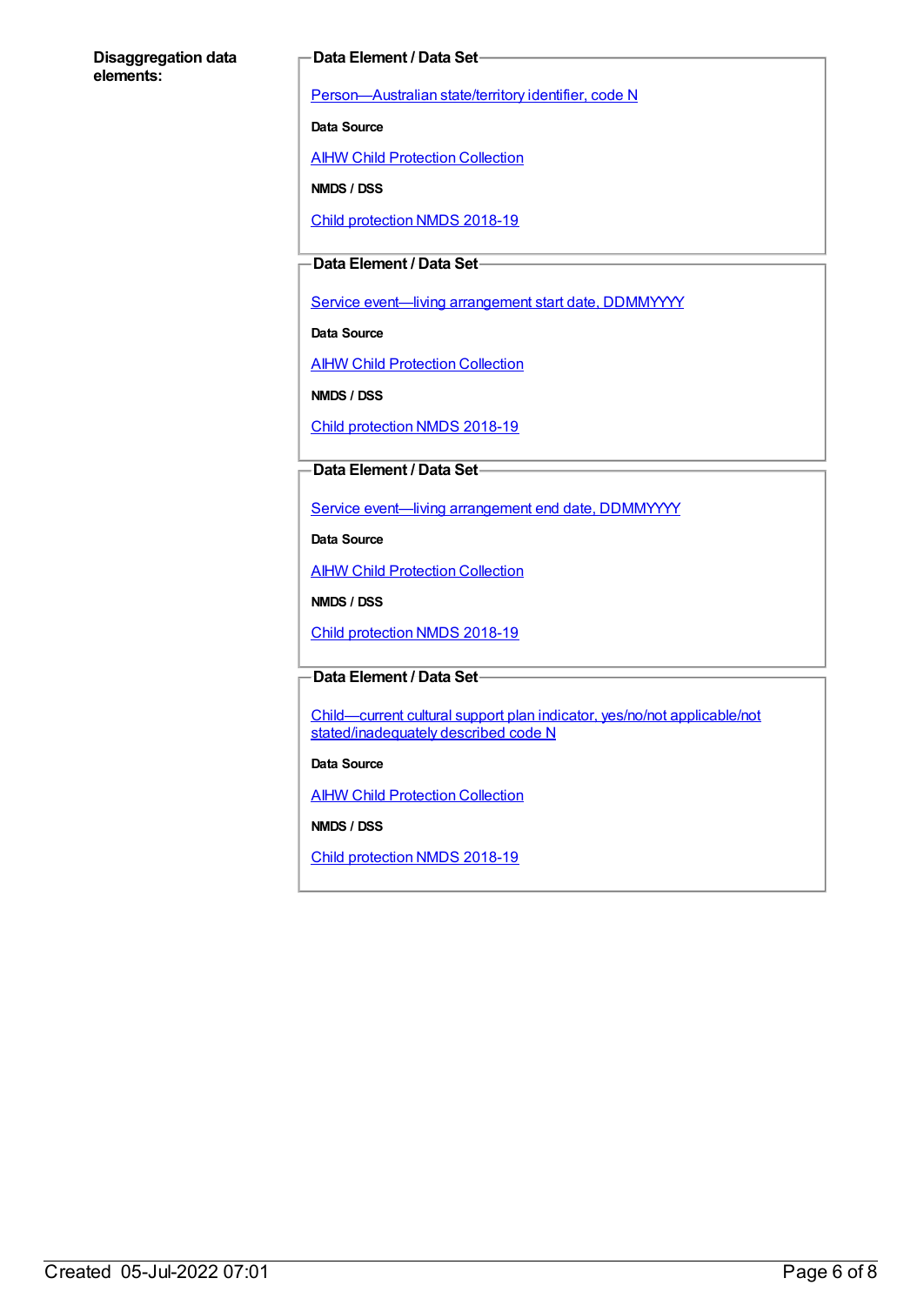**Disaggregation data elements:**

**Data Element / Data Set**

Person—Australian state/territory identifier, code N

**Data Source**

AIHW Child Protection Collection

**NMDS / DSS**

Child protection NMDS 2018-19

**Data Element / Data Set**

Service event—living arrangement start date, DDMMYYYY

**Data Source**

AIHW Child Protection Collection

**NMDS / DSS**

Child protection NMDS 2018-19

**Data Element / Data Set**

Service event—living arrangement end date, DDMMYYYY

**Data Source**

AIHW Child Protection Collection

**NMDS / DSS**

Child protection NMDS 2018-19

**Data Element / Data Set**

Child—current cultural support plan indicator, yes/no/not applicable/not stated/inadequately described code N

**Data Source**

AIHW Child Protection Collection

**NMDS / DSS**

Child protection NMDS 2018-19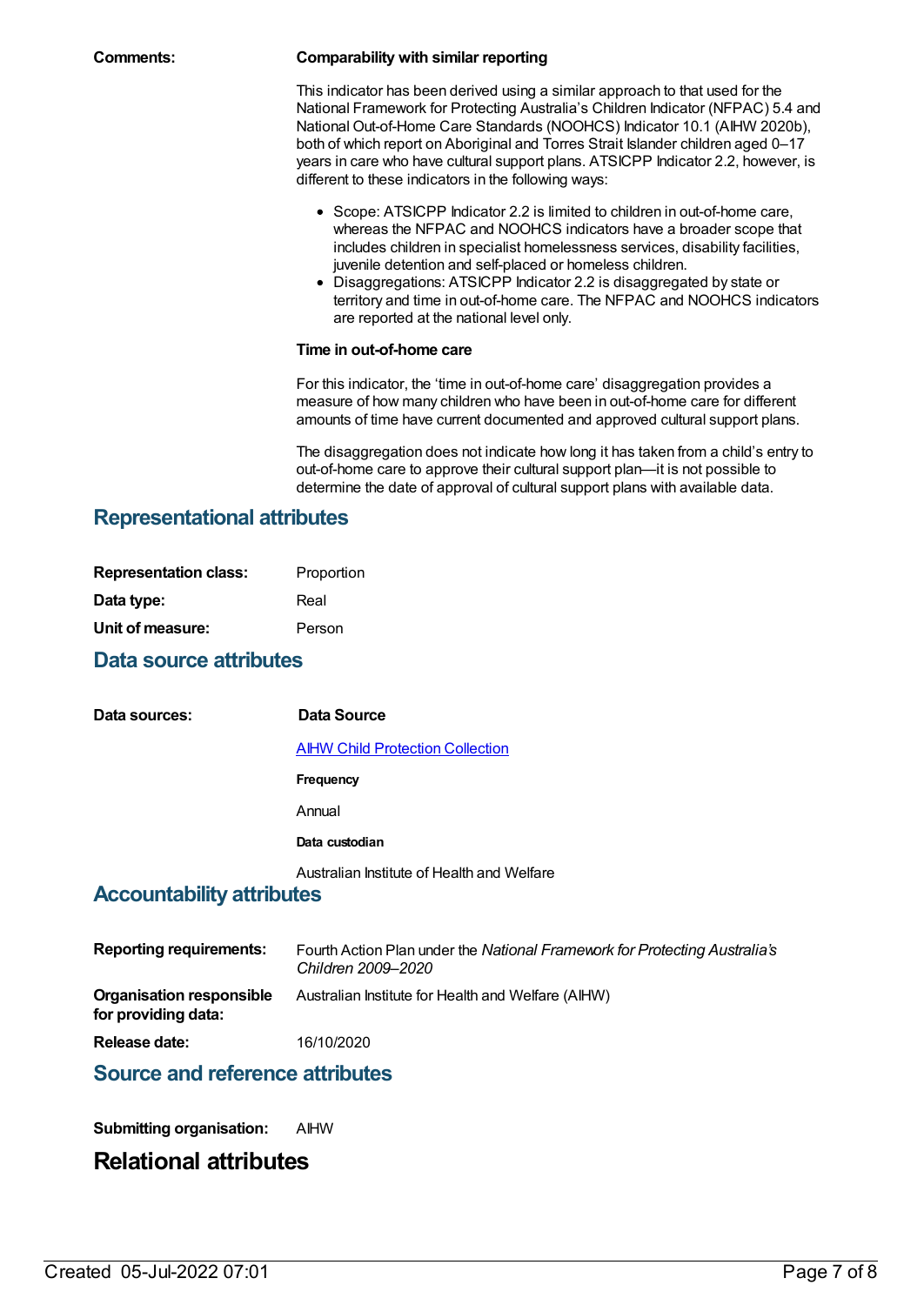**Comments:**

**Comparability with similar reporting**

This indicator has been derived using a similar approach to that used for the National Framework for Protecting Australia's Children Indicator (NFPAC) 5.4 and National Out-of-Home Care Standards (NOOHCS) Indicator 10.1 (AIHW 2020b), both of which report on Aboriginal and Torres Strait Islander children aged 0–17 years in care who have cultural support plans. ATSICPP Indicator 2.2, however, is different to these indicators in the following ways:

- Scope: ATSICPP Indicator 2.2 is limited to children in out-of-home care, whereas the NFPAC and NOOHCS indicators have a broader scope that includes children in specialist homelessness services, disability facilities, juvenile detention and self-placed or homeless children.
- Disaggregations: ATSICPP Indicator 2.2 is disaggregated by state or territory and time in out-of-home care. The NFPAC and NOOHCS indicators are reported at the national level only.

**Time in out-of-home care**

For this indicator, the 'time in out-of-home care' disaggregation provides a measure of how many children who have been in out-of-home care for different amounts of time have current documented and approved cultural support plans.

The disaggregation does not indicate how long it has taken from a child's entry to out-of-home care to approve their cultural support plan—it is not possible to determine the date of approval of cultural support plans with available data.

## Representational attributes

**Representation class:** Proportion

**Data type:** Real

**Unit of measure:** Person

## Data source attributes

**Data sources:**

**Data Source**

[AIHW Child Protection Collection]

**Frequency**

Annual

**Data custodian**

Australian Institute of Health and Welfare

## Accountability attributes

**Reporting requirements:** Fourth Action Plan under the *National Framework for Protecting Australia's Children 2009–2020*

**Organisation responsible for providing data:** Australian Institute for Health and Welfare (AIHW)

**Release date:** 16/10/2020

## Source and reference attributes

**Submitting organisation:** AIHW

# Relational attributes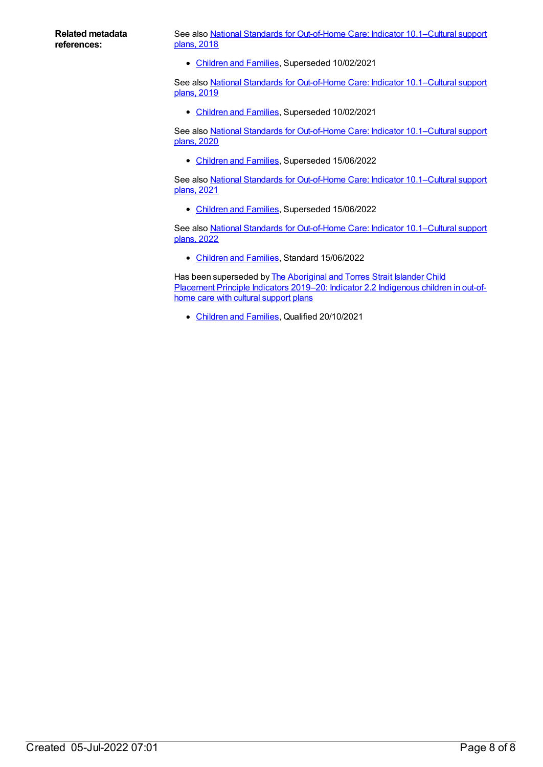**Related metadata references:**

See also National Standards for Out-of-Home Care: Indicator 10.1–Cultural support plans, 2018

- Children and Families, Superseded 10/02/2021

See also National Standards for Out-of-Home Care: Indicator 10.1–Cultural support plans, 2019

- Children and Families, Superseded 10/02/2021

See also National Standards for Out-of-Home Care: Indicator 10.1–Cultural support plans, 2020

- Children and Families, Superseded 15/06/2022

See also National Standards for Out-of-Home Care: Indicator 10.1–Cultural support plans, 2021

- Children and Families, Superseded 15/06/2022

See also National Standards for Out-of-Home Care: Indicator 10.1–Cultural support plans, 2022

- Children and Families, Standard 15/06/2022

Has been superseded by The Aboriginal and Torres Strait Islander Child Placement Principle Indicators 2019–20: Indicator 2.2 Indigenous children in out-of-home care with cultural support plans

- Children and Families, Qualified 20/10/2021